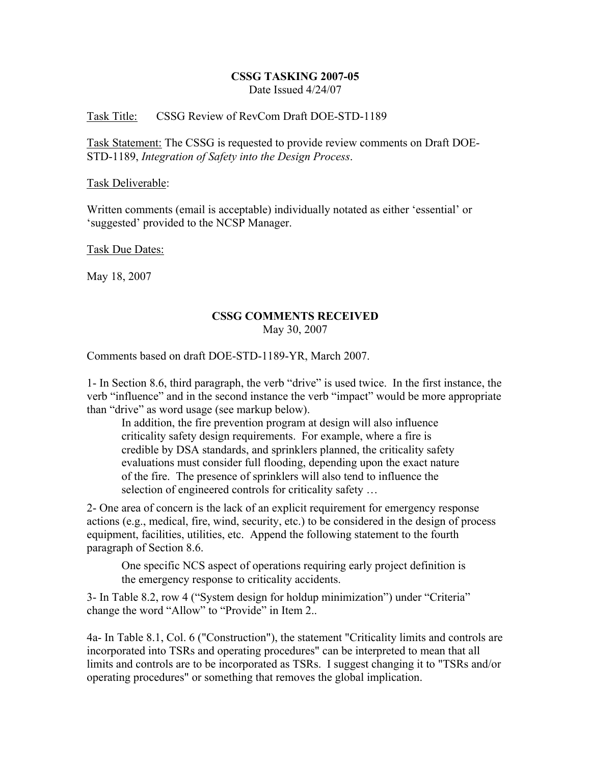**CSSG TASKING 2007-05**
Date Issued 4/24/07

Task Title: CSSG Review of RevCom Draft DOE-STD-1189

Task Statement: The CSSG is requested to provide review comments on Draft DOE-STD-1189, *Integration of Safety into the Design Process*.

Task Deliverable:

Written comments (email is acceptable) individually notated as either 'essential' or 'suggested' provided to the NCSP Manager.

Task Due Dates:

May 18, 2007

**CSSG COMMENTS RECEIVED**
May 30, 2007

Comments based on draft DOE-STD-1189-YR, March 2007.

1- In Section 8.6, third paragraph, the verb "drive" is used twice. In the first instance, the verb "influence" and in the second instance the verb "impact" would be more appropriate than "drive" as word usage (see markup below).

> In addition, the fire prevention program at design will also influence criticality safety design requirements. For example, where a fire is credible by DSA standards, and sprinklers planned, the criticality safety evaluations must consider full flooding, depending upon the exact nature of the fire. The presence of sprinklers will also tend to influence the selection of engineered controls for criticality safety …

2- One area of concern is the lack of an explicit requirement for emergency response actions (e.g., medical, fire, wind, security, etc.) to be considered in the design of process equipment, facilities, utilities, etc. Append the following statement to the fourth paragraph of Section 8.6.

> One specific NCS aspect of operations requiring early project definition is the emergency response to criticality accidents.

3- In Table 8.2, row 4 ("System design for holdup minimization") under "Criteria" change the word "Allow" to "Provide" in Item 2..

4a- In Table 8.1, Col. 6 ("Construction"), the statement "Criticality limits and controls are incorporated into TSRs and operating procedures" can be interpreted to mean that all limits and controls are to be incorporated as TSRs. I suggest changing it to "TSRs and/or operating procedures" or something that removes the global implication.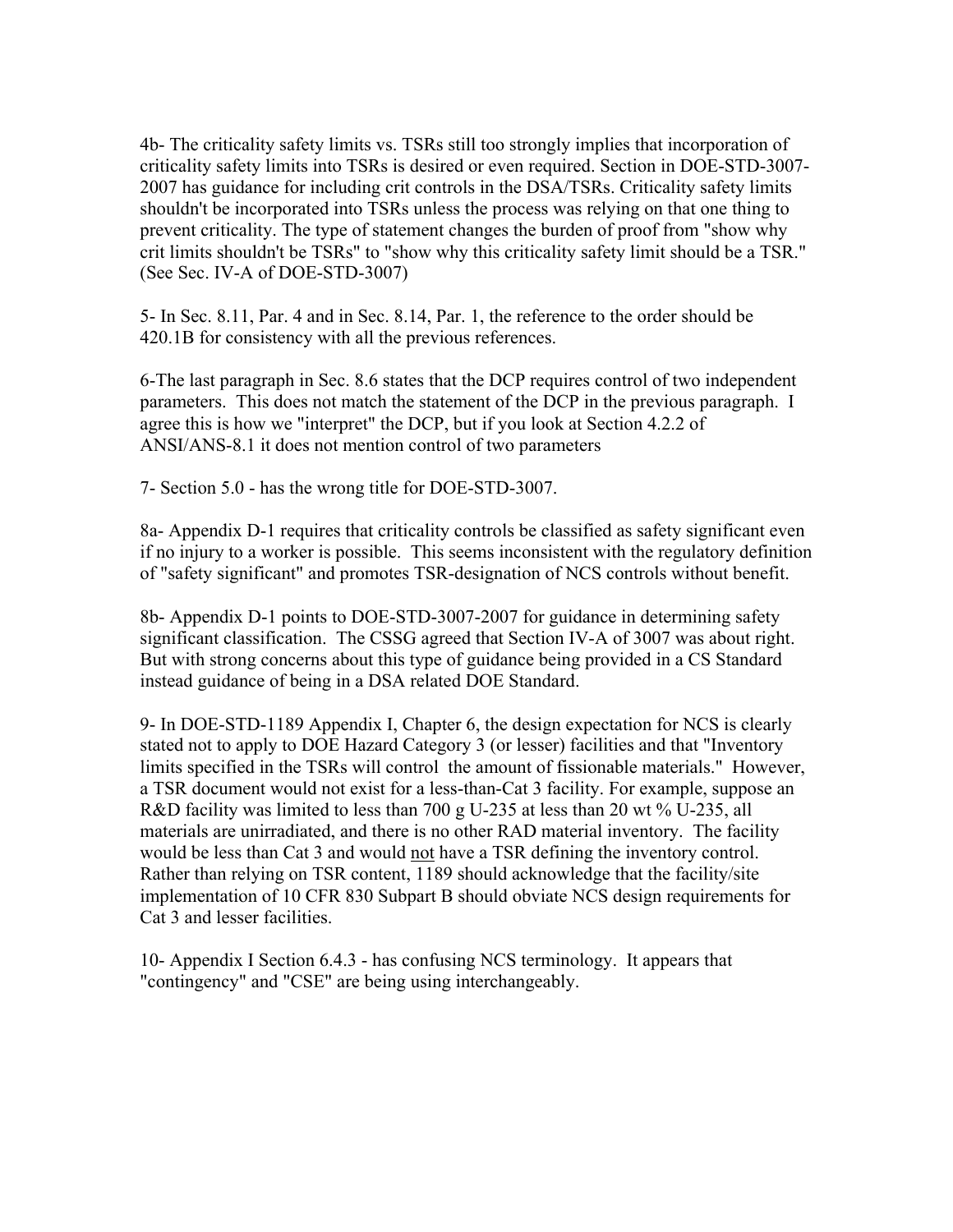4b- The criticality safety limits vs. TSRs still too strongly implies that incorporation of criticality safety limits into TSRs is desired or even required. Section in DOE-STD-3007-2007 has guidance for including crit controls in the DSA/TSRs. Criticality safety limits shouldn't be incorporated into TSRs unless the process was relying on that one thing to prevent criticality. The type of statement changes the burden of proof from "show why crit limits shouldn't be TSRs" to "show why this criticality safety limit should be a TSR." (See Sec. IV-A of DOE-STD-3007)

5- In Sec. 8.11, Par. 4 and in Sec. 8.14, Par. 1, the reference to the order should be 420.1B for consistency with all the previous references.

6-The last paragraph in Sec. 8.6 states that the DCP requires control of two independent parameters. This does not match the statement of the DCP in the previous paragraph. I agree this is how we "interpret" the DCP, but if you look at Section 4.2.2 of ANSI/ANS-8.1 it does not mention control of two parameters

7- Section 5.0 - has the wrong title for DOE-STD-3007.

8a- Appendix D-1 requires that criticality controls be classified as safety significant even if no injury to a worker is possible. This seems inconsistent with the regulatory definition of "safety significant" and promotes TSR-designation of NCS controls without benefit.

8b- Appendix D-1 points to DOE-STD-3007-2007 for guidance in determining safety significant classification. The CSSG agreed that Section IV-A of 3007 was about right. But with strong concerns about this type of guidance being provided in a CS Standard instead guidance of being in a DSA related DOE Standard.

9- In DOE-STD-1189 Appendix I, Chapter 6, the design expectation for NCS is clearly stated not to apply to DOE Hazard Category 3 (or lesser) facilities and that "Inventory limits specified in the TSRs will control the amount of fissionable materials." However, a TSR document would not exist for a less-than-Cat 3 facility. For example, suppose an R&D facility was limited to less than 700 g U-235 at less than 20 wt % U-235, all materials are unirradiated, and there is no other RAD material inventory. The facility would be less than Cat 3 and would <u>not</u> have a TSR defining the inventory control. Rather than relying on TSR content, 1189 should acknowledge that the facility/site implementation of 10 CFR 830 Subpart B should obviate NCS design requirements for Cat 3 and lesser facilities.

10- Appendix I Section 6.4.3 - has confusing NCS terminology. It appears that "contingency" and "CSE" are being using interchangeably.